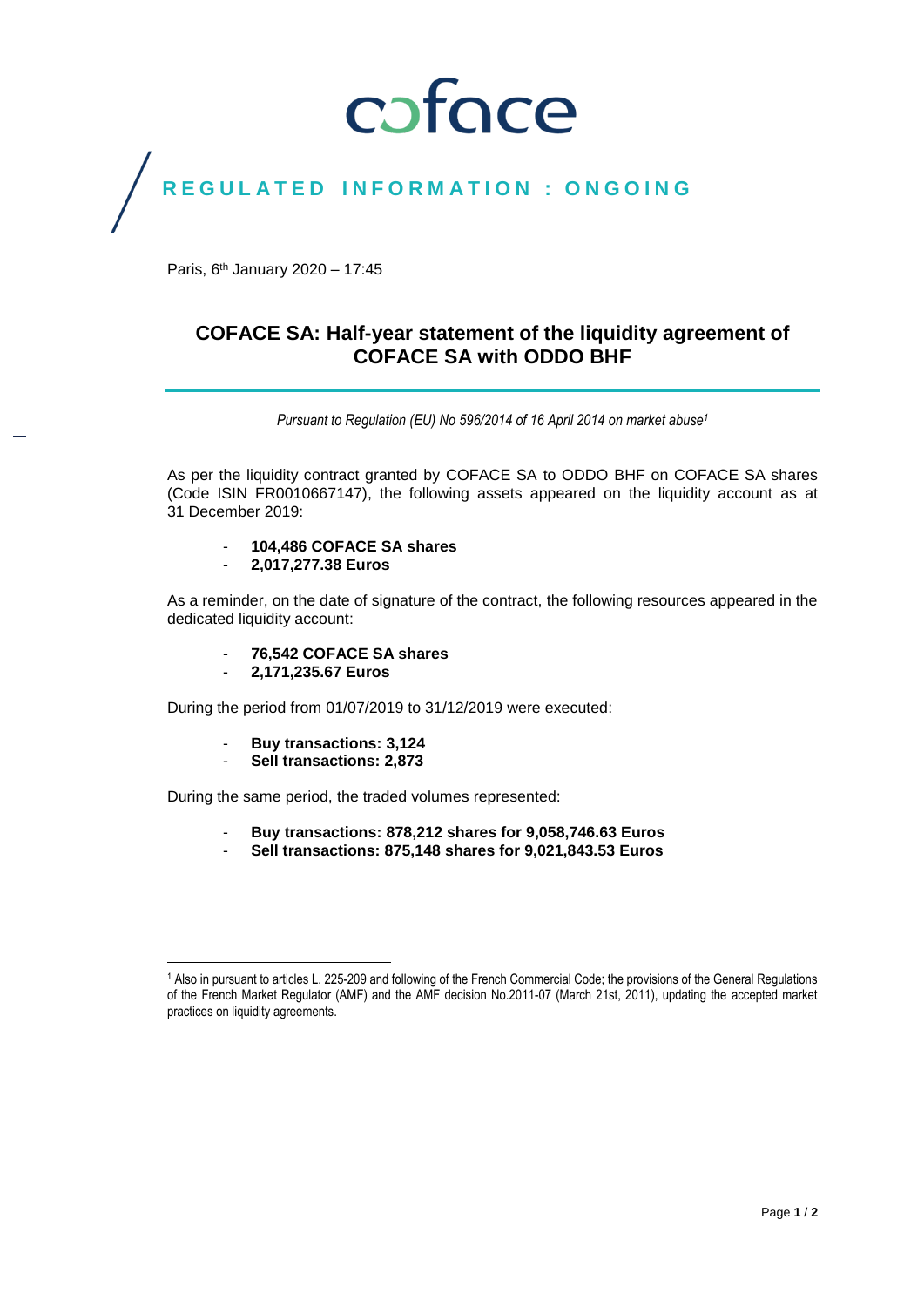coface

**REGULATED INFORMATION : ONGOING**

Paris, 6th January 2020 – 17:45

# COFACE SA: Half-year statement of the liquidity agreement of COFACE SA with ODDO BHF

*Pursuant to Regulation (EU) No 596/2014 of 16 April 2014 on market abuse[1]*

As per the liquidity contract granted by COFACE SA to ODDO BHF on COFACE SA shares (Code ISIN FR0010667147), the following assets appeared on the liquidity account as at 31 December 2019:

- **104,486 COFACE SA shares**
- **2,017,277.38 Euros**

As a reminder, on the date of signature of the contract, the following resources appeared in the dedicated liquidity account:

- **76,542 COFACE SA shares**
- **2,171,235.67 Euros**

During the period from 01/07/2019 to 31/12/2019 were executed:

- **Buy transactions: 3,124**
- **Sell transactions: 2,873**

During the same period, the traded volumes represented:

- **Buy transactions: 878,212 shares for 9,058,746.63 Euros**
- **Sell transactions: 875,148 shares for 9,021,843.53 Euros**

[1] Also in pursuant to articles L. 225-209 and following of the French Commercial Code; the provisions of the General Regulations of the French Market Regulator (AMF) and the AMF decision No.2011-07 (March 21st, 2011), updating the accepted market practices on liquidity agreements.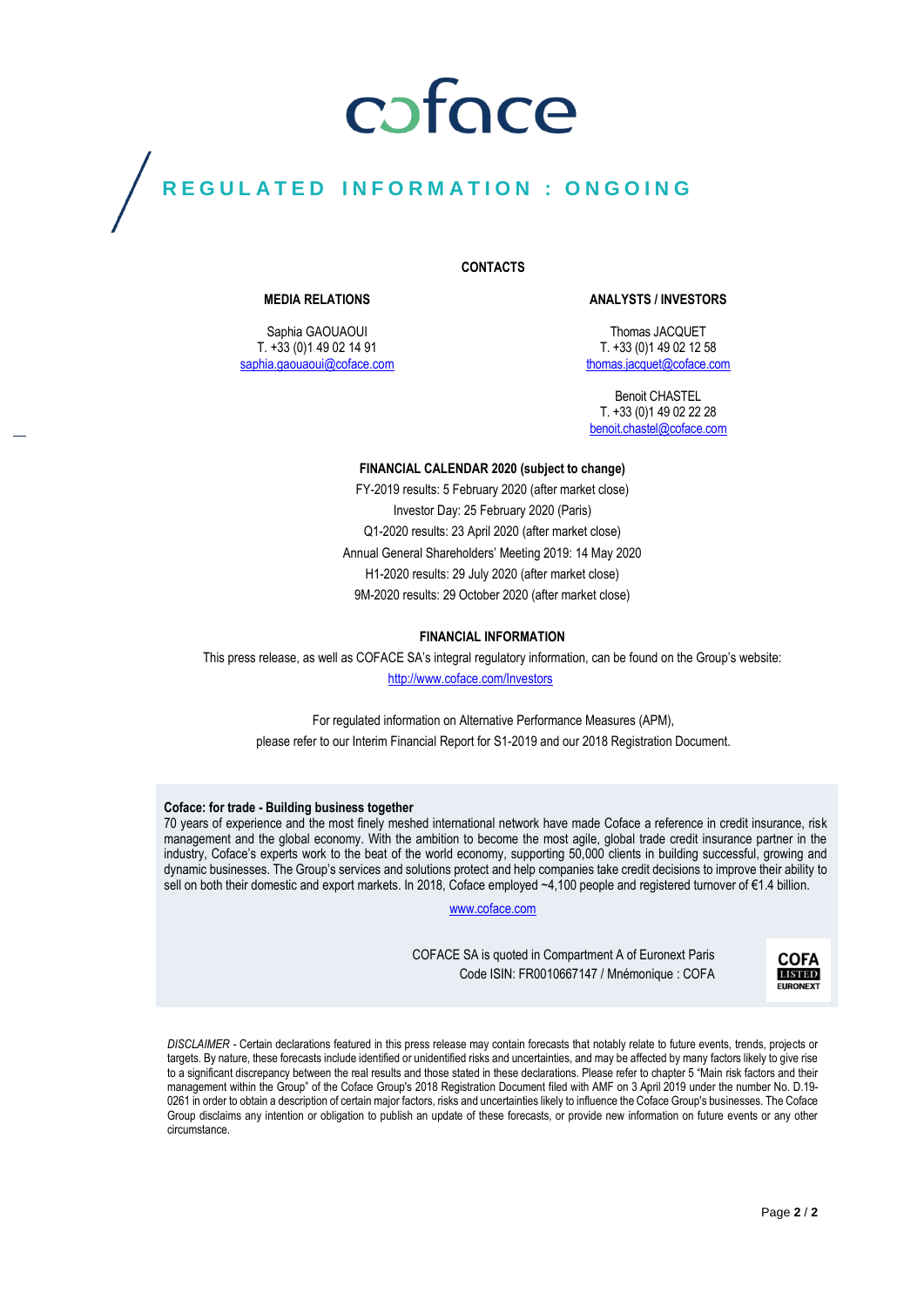coface

# REGULATED INFORMATION : ONGOING

**CONTACTS**

**MEDIA RELATIONS**

Saphia GAOUAOUI
T. +33 (0)1 49 02 14 91
saphia.gaouaoui@coface.com

**ANALYSTS / INVESTORS**

Thomas JACQUET
T. +33 (0)1 49 02 12 58
thomas.jacquet@coface.com

Benoit CHASTEL
T. +33 (0)1 49 02 22 28
benoit.chastel@coface.com

**FINANCIAL CALENDAR 2020 (subject to change)**

FY-2019 results: 5 February 2020 (after market close)
Investor Day: 25 February 2020 (Paris)
Q1-2020 results: 23 April 2020 (after market close)
Annual General Shareholders' Meeting 2019: 14 May 2020
H1-2020 results: 29 July 2020 (after market close)
9M-2020 results: 29 October 2020 (after market close)

**FINANCIAL INFORMATION**

This press release, as well as COFACE SA's integral regulatory information, can be found on the Group's website: http://www.coface.com/Investors

For regulated information on Alternative Performance Measures (APM), please refer to our Interim Financial Report for S1-2019 and our 2018 Registration Document.

**Coface: for trade - Building business together**

70 years of experience and the most finely meshed international network have made Coface a reference in credit insurance, risk management and the global economy. With the ambition to become the most agile, global trade credit insurance partner in the industry, Coface's experts work to the beat of the world economy, supporting 50,000 clients in building successful, growing and dynamic businesses. The Group's services and solutions protect and help companies take credit decisions to improve their ability to sell on both their domestic and export markets. In 2018, Coface employed ~4,100 people and registered turnover of €1.4 billion.

www.coface.com

COFACE SA is quoted in Compartment A of Euronext Paris
Code ISIN: FR0010667147 / Mnémonique : COFA

COFA LISTED EURONEXT

*DISCLAIMER* - Certain declarations featured in this press release may contain forecasts that notably relate to future events, trends, projects or targets. By nature, these forecasts include identified or unidentified risks and uncertainties, and may be affected by many factors likely to give rise to a significant discrepancy between the real results and those stated in these declarations. Please refer to chapter 5 "Main risk factors and their management within the Group" of the Coface Group's 2018 Registration Document filed with AMF on 3 April 2019 under the number No. D.19-0261 in order to obtain a description of certain major factors, risks and uncertainties likely to influence the Coface Group's businesses. The Coface Group disclaims any intention or obligation to publish an update of these forecasts, or provide new information on future events or any other circumstance.